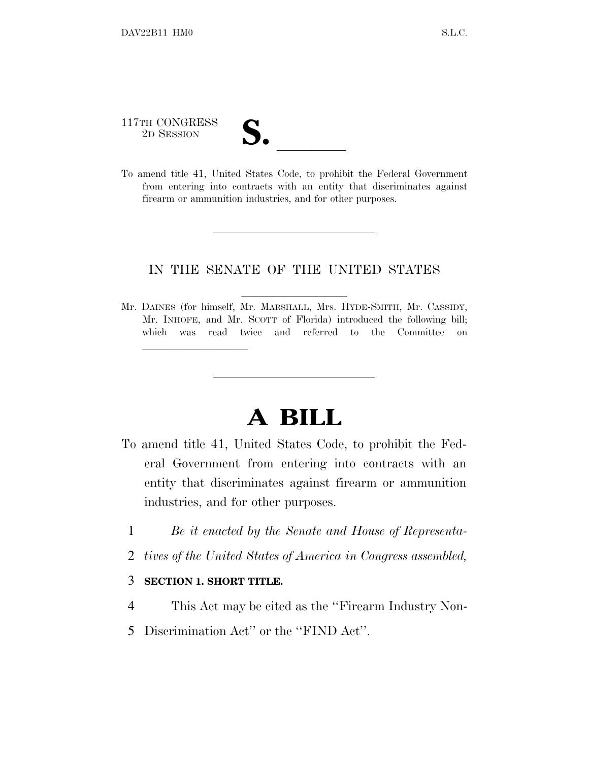117TH CONGRESS
2D SESSION

**S. \_\_\_\_\_\_**

To amend title 41, United States Code, to prohibit the Federal Government from entering into contracts with an entity that discriminates against firearm or ammunition industries, and for other purposes.

---

IN THE SENATE OF THE UNITED STATES

Mr. DAINES (for himself, Mr. MARSHALL, Mrs. HYDE-SMITH, Mr. CASSIDY, Mr. INHOFE, and Mr. SCOTT of Florida) introduced the following bill; which was read twice and referred to the Committee on \_\_\_\_\_\_\_\_\_\_\_\_\_\_\_\_

---

# A BILL

To amend title 41, United States Code, to prohibit the Federal Government from entering into contracts with an entity that discriminates against firearm or ammunition industries, and for other purposes.

1 *Be it enacted by the Senate and House of Representa-*
2 *tives of the United States of America in Congress assembled,*

3 **SECTION 1. SHORT TITLE.**

4 This Act may be cited as the ''Firearm Industry Non-
5 Discrimination Act'' or the ''FIND Act''.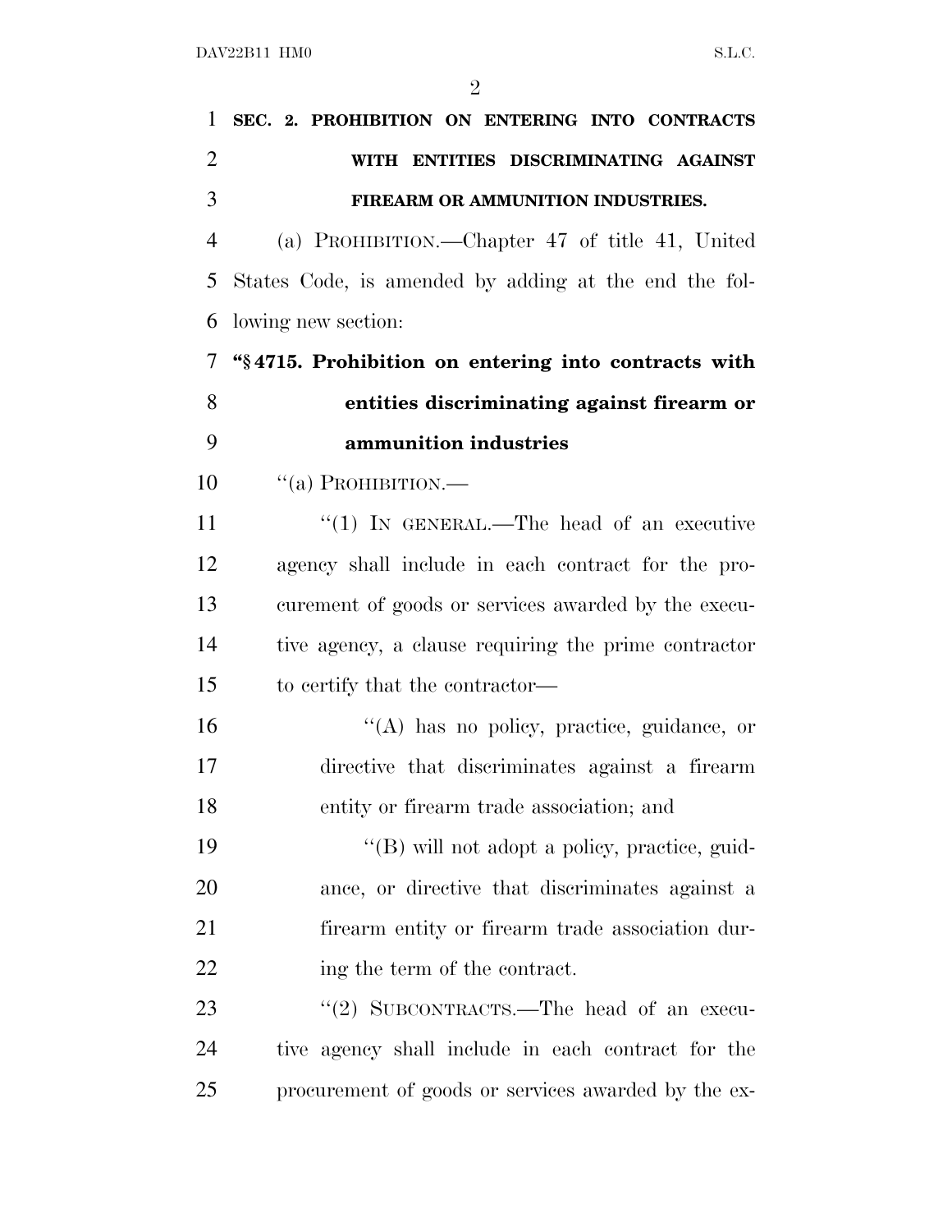**SEC. 2. PROHIBITION ON ENTERING INTO CONTRACTS WITH ENTITIES DISCRIMINATING AGAINST FIREARM OR AMMUNITION INDUSTRIES.**

(a) PROHIBITION.—Chapter 47 of title 41, United States Code, is amended by adding at the end the following new section:

**"§ 4715. Prohibition on entering into contracts with entities discriminating against firearm or ammunition industries**

"(a) PROHIBITION.—

"(1) IN GENERAL.—The head of an executive agency shall include in each contract for the procurement of goods or services awarded by the executive agency, a clause requiring the prime contractor to certify that the contractor—

"(A) has no policy, practice, guidance, or directive that discriminates against a firearm entity or firearm trade association; and

"(B) will not adopt a policy, practice, guidance, or directive that discriminates against a firearm entity or firearm trade association during the term of the contract.

"(2) SUBCONTRACTS.—The head of an executive agency shall include in each contract for the procurement of goods or services awarded by the ex-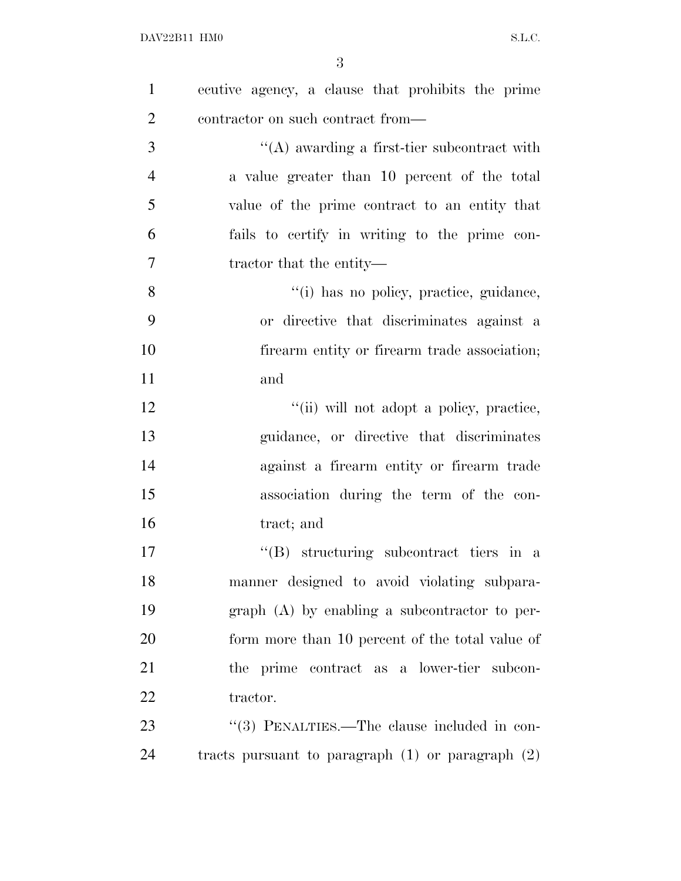ecutive agency, a clause that prohibits the prime contractor on such contract from—

"(A) awarding a first-tier subcontract with a value greater than 10 percent of the total value of the prime contract to an entity that fails to certify in writing to the prime contractor that the entity—

"(i) has no policy, practice, guidance, or directive that discriminates against a firearm entity or firearm trade association; and

"(ii) will not adopt a policy, practice, guidance, or directive that discriminates against a firearm entity or firearm trade association during the term of the contract; and

"(B) structuring subcontract tiers in a manner designed to avoid violating subparagraph (A) by enabling a subcontractor to perform more than 10 percent of the total value of the prime contract as a lower-tier subcontractor.

"(3) PENALTIES.—The clause included in contracts pursuant to paragraph (1) or paragraph (2)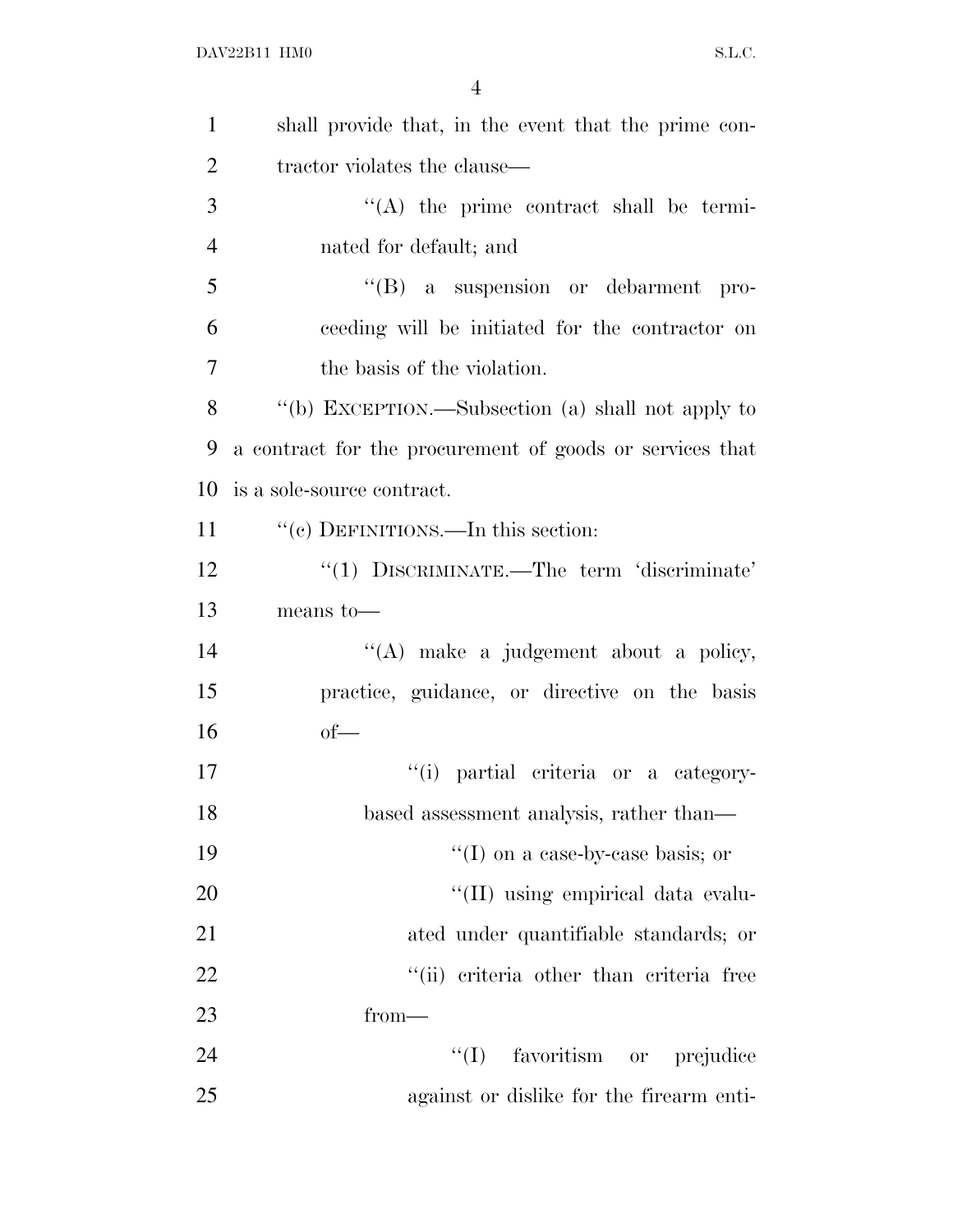shall provide that, in the event that the prime contractor violates the clause—

"(A) the prime contract shall be terminated for default; and

"(B) a suspension or debarment proceeding will be initiated for the contractor on the basis of the violation.

"(b) EXCEPTION.—Subsection (a) shall not apply to a contract for the procurement of goods or services that is a sole-source contract.

"(c) DEFINITIONS.—In this section:

"(1) DISCRIMINATE.—The term 'discriminate' means to—

"(A) make a judgement about a policy, practice, guidance, or directive on the basis of—

"(i) partial criteria or a category-based assessment analysis, rather than—

"(I) on a case-by-case basis; or

"(II) using empirical data evaluated under quantifiable standards; or

"(ii) criteria other than criteria free from—

"(I) favoritism or prejudice against or dislike for the firearm enti-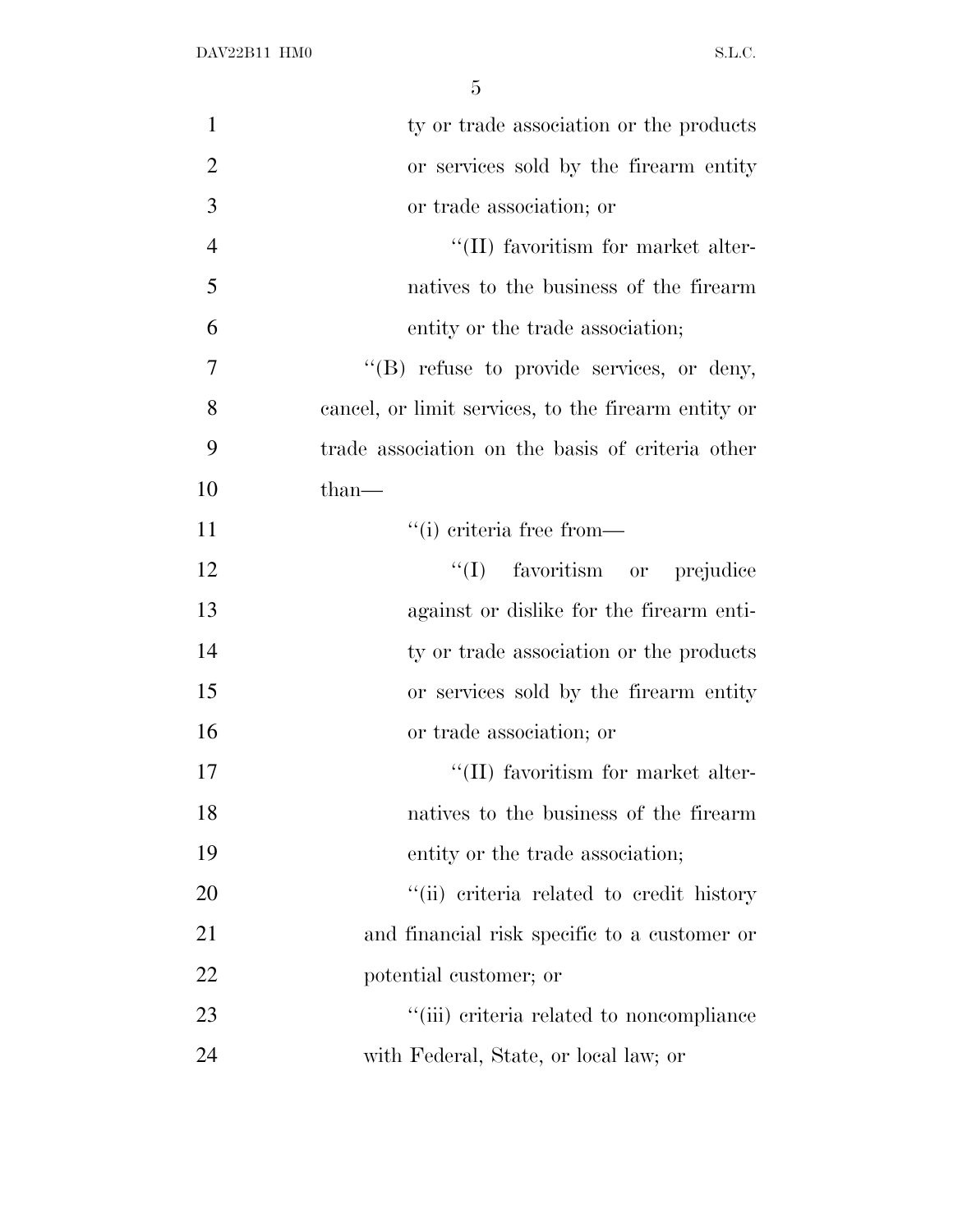ty or trade association or the products or services sold by the firearm entity or trade association; or

''(II) favoritism for market alternatives to the business of the firearm entity or the trade association;

''(B) refuse to provide services, or deny, cancel, or limit services, to the firearm entity or trade association on the basis of criteria other than—

''(i) criteria free from—

''(I) favoritism or prejudice against or dislike for the firearm entity or trade association or the products or services sold by the firearm entity or trade association; or

''(II) favoritism for market alternatives to the business of the firearm entity or the trade association;

''(ii) criteria related to credit history and financial risk specific to a customer or potential customer; or

''(iii) criteria related to noncompliance with Federal, State, or local law; or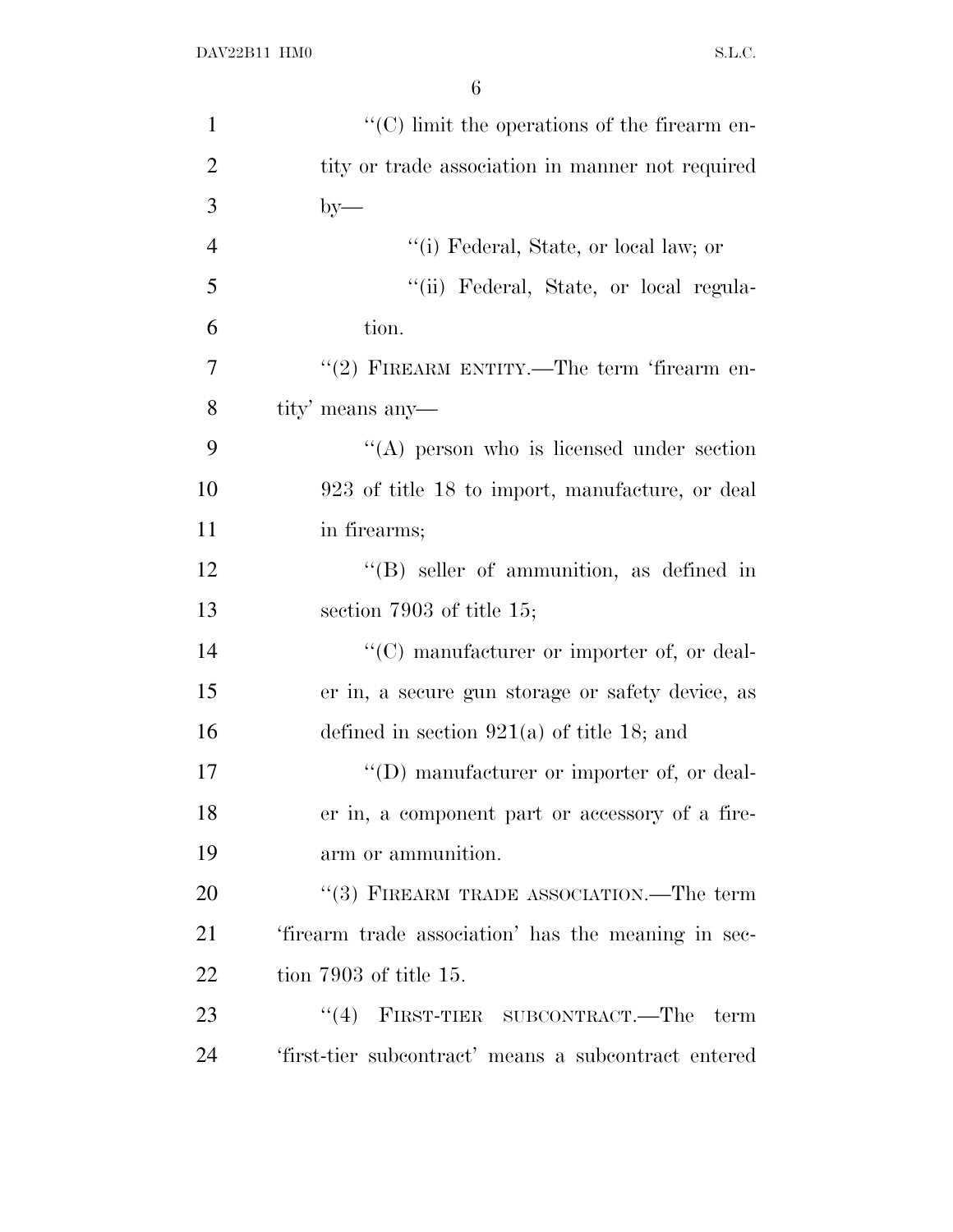"(C) limit the operations of the firearm entity or trade association in manner not required by—

"(i) Federal, State, or local law; or

"(ii) Federal, State, or local regulation.

"(2) FIREARM ENTITY.—The term 'firearm entity' means any—

"(A) person who is licensed under section 923 of title 18 to import, manufacture, or deal in firearms;

"(B) seller of ammunition, as defined in section 7903 of title 15;

"(C) manufacturer or importer of, or dealer in, a secure gun storage or safety device, as defined in section 921(a) of title 18; and

"(D) manufacturer or importer of, or dealer in, a component part or accessory of a firearm or ammunition.

"(3) FIREARM TRADE ASSOCIATION.—The term 'firearm trade association' has the meaning in section 7903 of title 15.

"(4) FIRST-TIER SUBCONTRACT.—The term 'first-tier subcontract' means a subcontract entered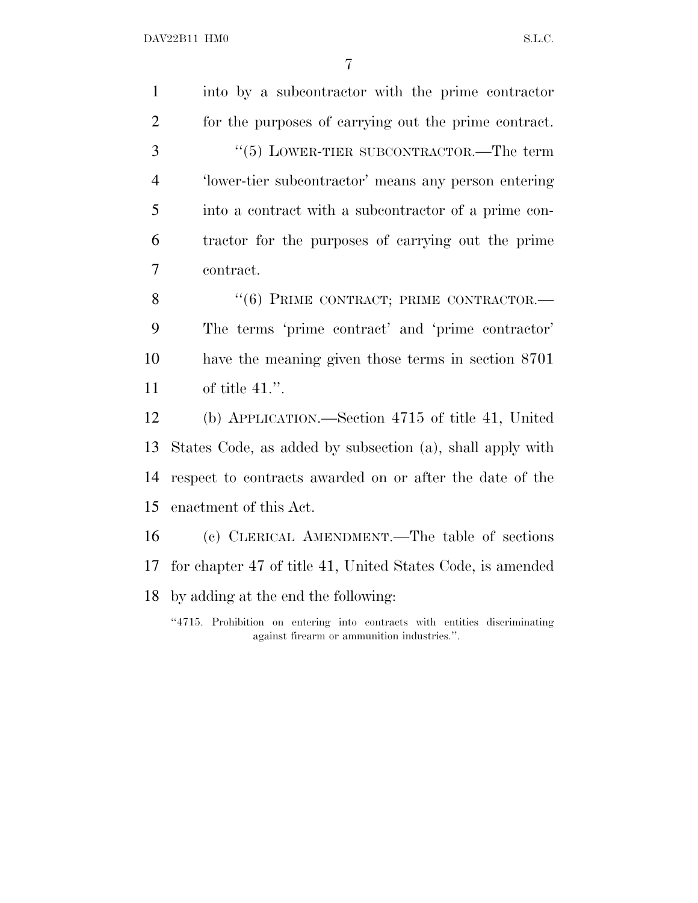into by a subcontractor with the prime contractor for the purposes of carrying out the prime contract.

"(5) LOWER-TIER SUBCONTRACTOR.—The term 'lower-tier subcontractor' means any person entering into a contract with a subcontractor of a prime contractor for the purposes of carrying out the prime contract.

"(6) PRIME CONTRACT; PRIME CONTRACTOR.— The terms 'prime contract' and 'prime contractor' have the meaning given those terms in section 8701 of title 41.".

(b) APPLICATION.—Section 4715 of title 41, United States Code, as added by subsection (a), shall apply with respect to contracts awarded on or after the date of the enactment of this Act.

(c) CLERICAL AMENDMENT.—The table of sections for chapter 47 of title 41, United States Code, is amended by adding at the end the following:

"4715. Prohibition on entering into contracts with entities discriminating against firearm or ammunition industries.".